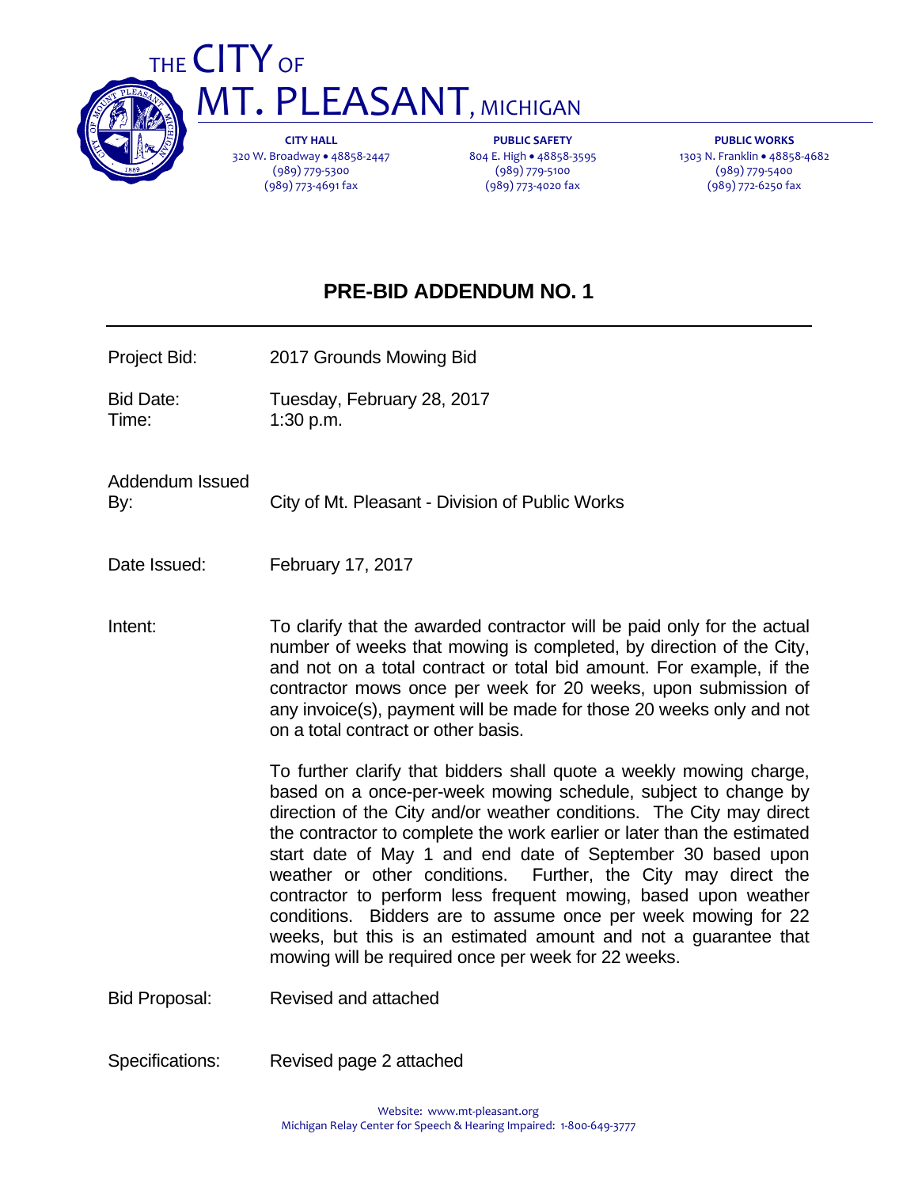# THE CITY OF MT. PLEASANT, MICHIGAN

**CITY HALL**
320 W. Broadway • 48858-2447
(989) 779-5300
(989) 773-4691 fax

**PUBLIC SAFETY**
804 E. High • 48858-3595
(989) 779-5100
(989) 773-4020 fax

**PUBLIC WORKS**
1303 N. Franklin • 48858-4682
(989) 779-5400
(989) 772-6250 fax

## PRE-BID ADDENDUM NO. 1

---

Project Bid: 2017 Grounds Mowing Bid

Bid Date: Tuesday, February 28, 2017
Time: 1:30 p.m.

Addendum Issued By: City of Mt. Pleasant - Division of Public Works

Date Issued: February 17, 2017

Intent: To clarify that the awarded contractor will be paid only for the actual number of weeks that mowing is completed, by direction of the City, and not on a total contract or total bid amount. For example, if the contractor mows once per week for 20 weeks, upon submission of any invoice(s), payment will be made for those 20 weeks only and not on a total contract or other basis.

To further clarify that bidders shall quote a weekly mowing charge, based on a once-per-week mowing schedule, subject to change by direction of the City and/or weather conditions. The City may direct the contractor to complete the work earlier or later than the estimated start date of May 1 and end date of September 30 based upon weather or other conditions. Further, the City may direct the contractor to perform less frequent mowing, based upon weather conditions. Bidders are to assume once per week mowing for 22 weeks, but this is an estimated amount and not a guarantee that mowing will be required once per week for 22 weeks.

Bid Proposal: Revised and attached

Specifications: Revised page 2 attached

Website: www.mt-pleasant.org
Michigan Relay Center for Speech & Hearing Impaired: 1-800-649-3777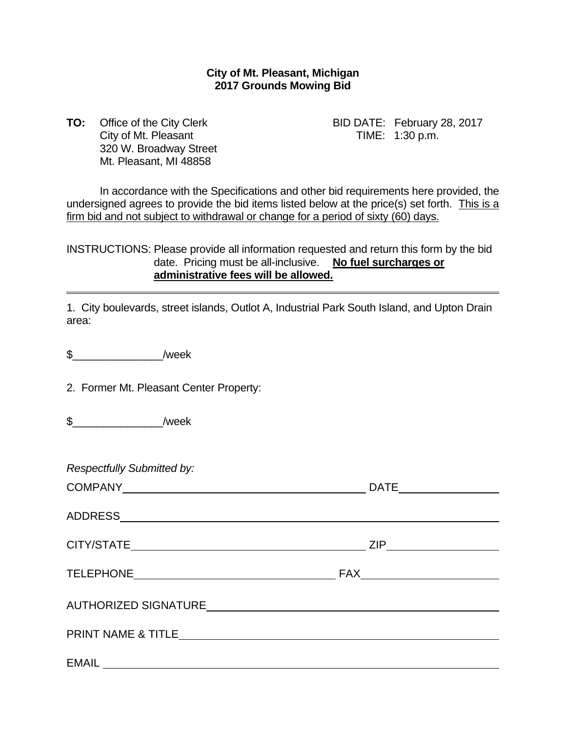**City of Mt. Pleasant, Michigan**
**2017 Grounds Mowing Bid**

**TO:** Office of the City Clerk
City of Mt. Pleasant
320 W. Broadway Street
Mt. Pleasant, MI 48858

BID DATE: February 28, 2017
TIME: 1:30 p.m.

In accordance with the Specifications and other bid requirements here provided, the undersigned agrees to provide the bid items listed below at the price(s) set forth. This is a firm bid and not subject to withdrawal or change for a period of sixty (60) days.

INSTRUCTIONS: Please provide all information requested and return this form by the bid date. Pricing must be all-inclusive. **No fuel surcharges or administrative fees will be allowed.**

---

1. City boulevards, street islands, Outlot A, Industrial Park South Island, and Upton Drain area:

$_______________/week

2. Former Mt. Pleasant Center Property:

$_______________/week

*Respectfully Submitted by:*

COMPANY____________________________________________ DATE________________

ADDRESS______________________________________________________________

CITY/STATE___________________________________________ ZIP__________________

TELEPHONE___________________________________ FAX______________________

AUTHORIZED SIGNATURE_______________________________________________

PRINT NAME & TITLE___________________________________________________

EMAIL _______________________________________________________________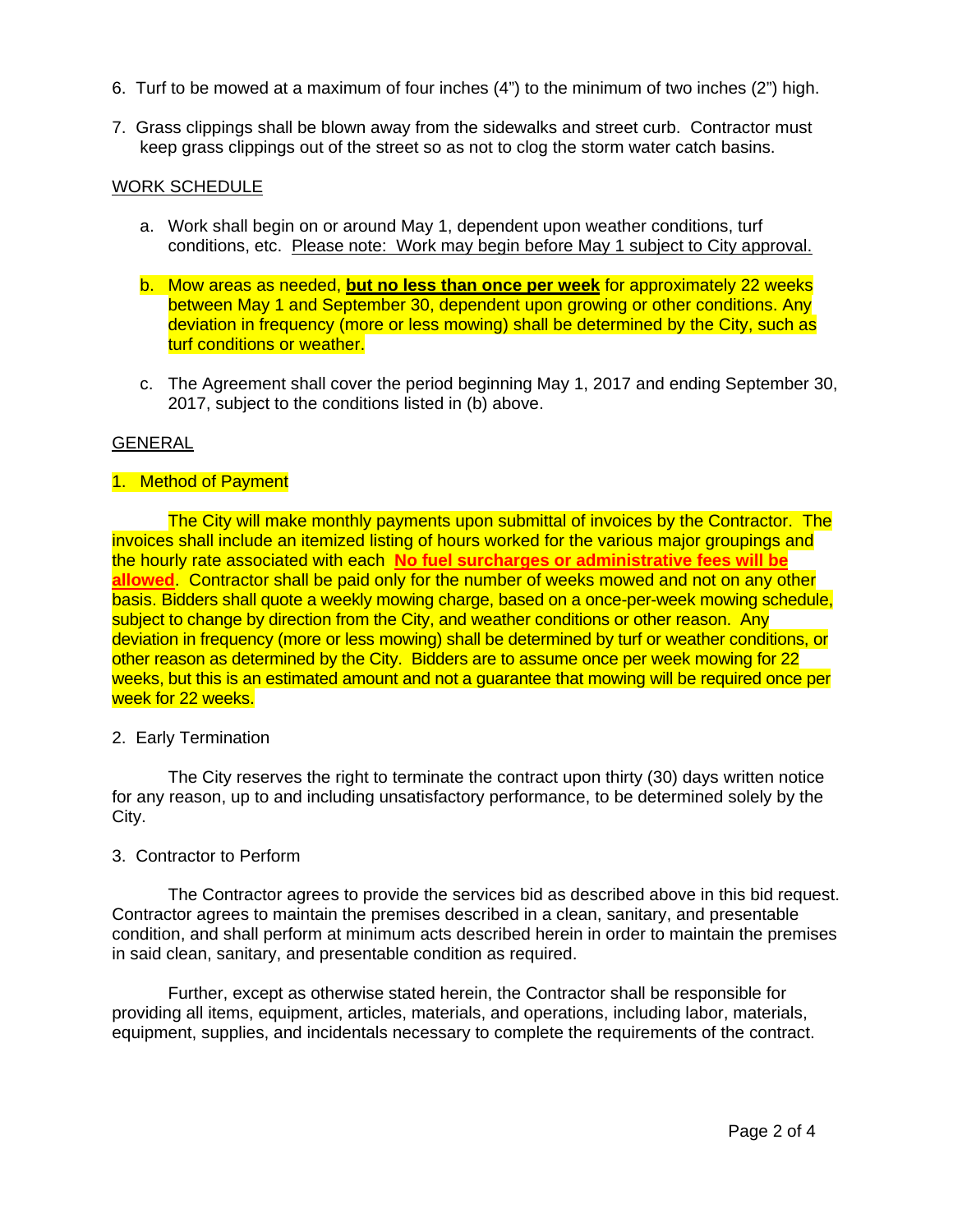6. Turf to be mowed at a maximum of four inches (4") to the minimum of two inches (2") high.

7. Grass clippings shall be blown away from the sidewalks and street curb. Contractor must keep grass clippings out of the street so as not to clog the storm water catch basins.

WORK SCHEDULE

a. Work shall begin on or around May 1, dependent upon weather conditions, turf conditions, etc. Please note: Work may begin before May 1 subject to City approval.

b. Mow areas as needed, **but no less than once per week** for approximately 22 weeks between May 1 and September 30, dependent upon growing or other conditions. Any deviation in frequency (more or less mowing) shall be determined by the City, such as turf conditions or weather.

c. The Agreement shall cover the period beginning May 1, 2017 and ending September 30, 2017, subject to the conditions listed in (b) above.

GENERAL

1. Method of Payment

The City will make monthly payments upon submittal of invoices by the Contractor. The invoices shall include an itemized listing of hours worked for the various major groupings and the hourly rate associated with each **No fuel surcharges or administrative fees will be allowed**. Contractor shall be paid only for the number of weeks mowed and not on any other basis. Bidders shall quote a weekly mowing charge, based on a once-per-week mowing schedule, subject to change by direction from the City, and weather conditions or other reason. Any deviation in frequency (more or less mowing) shall be determined by turf or weather conditions, or other reason as determined by the City. Bidders are to assume once per week mowing for 22 weeks, but this is an estimated amount and not a guarantee that mowing will be required once per week for 22 weeks.

2. Early Termination

The City reserves the right to terminate the contract upon thirty (30) days written notice for any reason, up to and including unsatisfactory performance, to be determined solely by the City.

3. Contractor to Perform

The Contractor agrees to provide the services bid as described above in this bid request. Contractor agrees to maintain the premises described in a clean, sanitary, and presentable condition, and shall perform at minimum acts described herein in order to maintain the premises in said clean, sanitary, and presentable condition as required.

Further, except as otherwise stated herein, the Contractor shall be responsible for providing all items, equipment, articles, materials, and operations, including labor, materials, equipment, supplies, and incidentals necessary to complete the requirements of the contract.